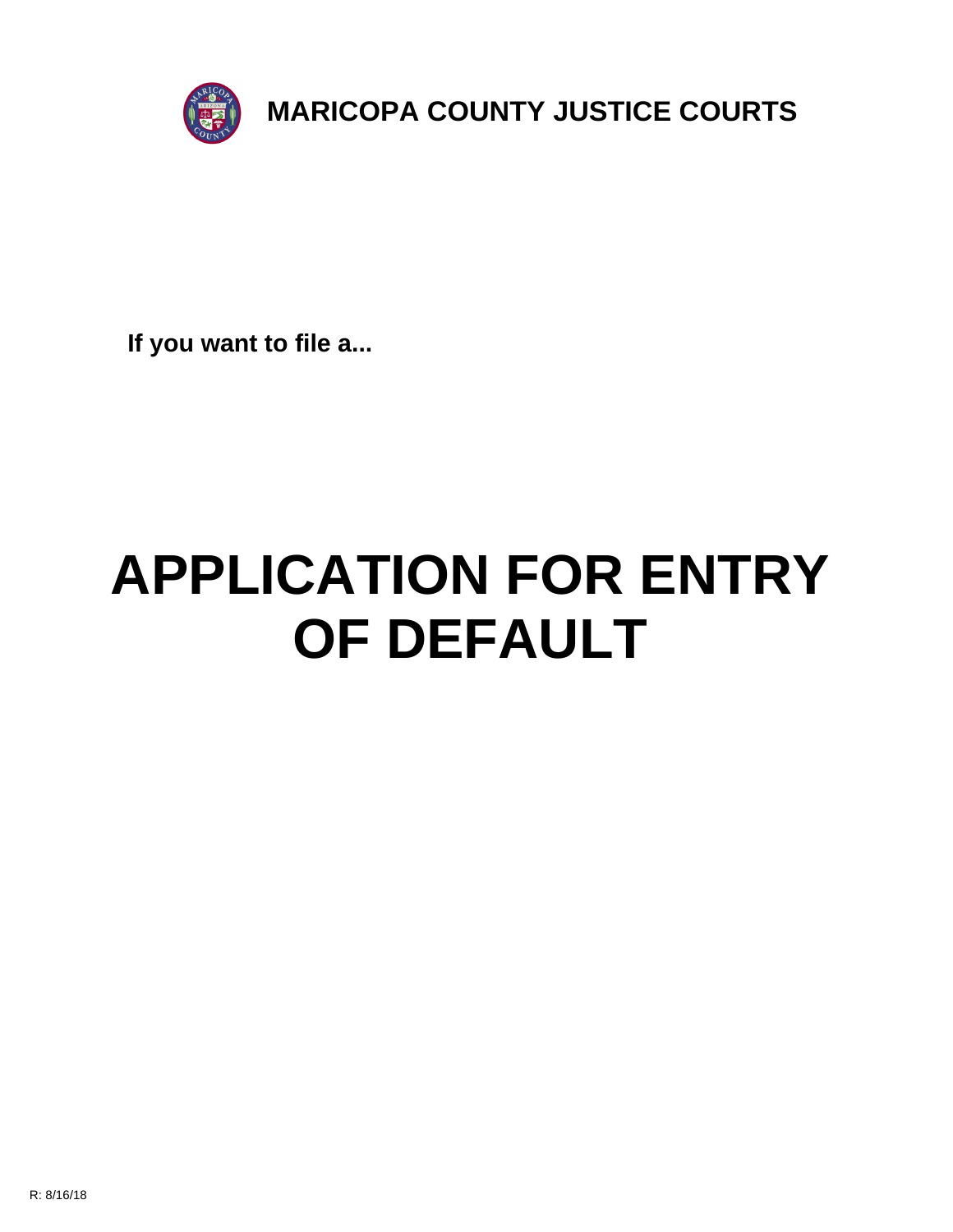# MARICOPA COUNTY JUSTICE COURTS

**If you want to file a...**

# APPLICATION FOR ENTRY OF DEFAULT

R: 8/16/18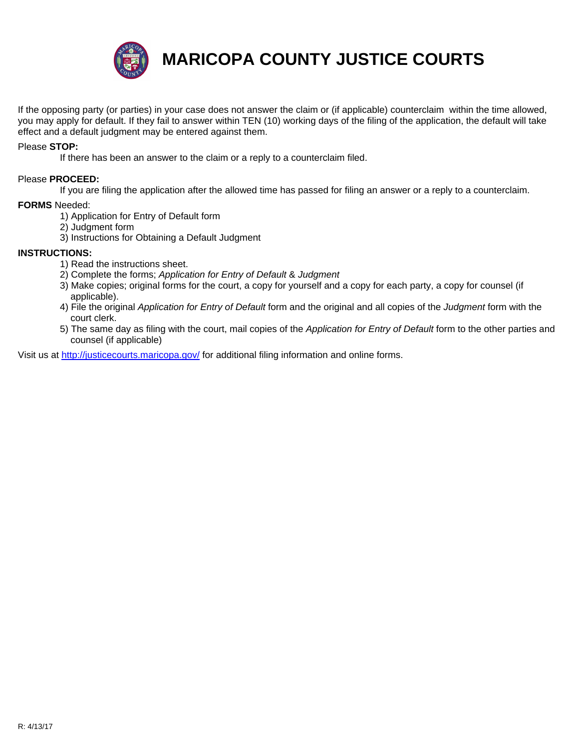# MARICOPA COUNTY JUSTICE COURTS

If the opposing party (or parties) in your case does not answer the claim or (if applicable) counterclaim within the time allowed, you may apply for default. If they fail to answer within TEN (10) working days of the filing of the application, the default will take effect and a default judgment may be entered against them.

Please **STOP:**

If there has been an answer to the claim or a reply to a counterclaim filed.

Please **PROCEED:**

If you are filing the application after the allowed time has passed for filing an answer or a reply to a counterclaim.

**FORMS** Needed:

1) Application for Entry of Default form
2) Judgment form
3) Instructions for Obtaining a Default Judgment

**INSTRUCTIONS:**

1) Read the instructions sheet.
2) Complete the forms; *Application for Entry of Default* & *Judgment*
3) Make copies; original forms for the court, a copy for yourself and a copy for each party, a copy for counsel (if applicable).
4) File the original *Application for Entry of Default* form and the original and all copies of the *Judgment* form with the court clerk.
5) The same day as filing with the court, mail copies of the *Application for Entry of Default* form to the other parties and counsel (if applicable)

Visit us at http://justicecourts.maricopa.gov/ for additional filing information and online forms.

R: 4/13/17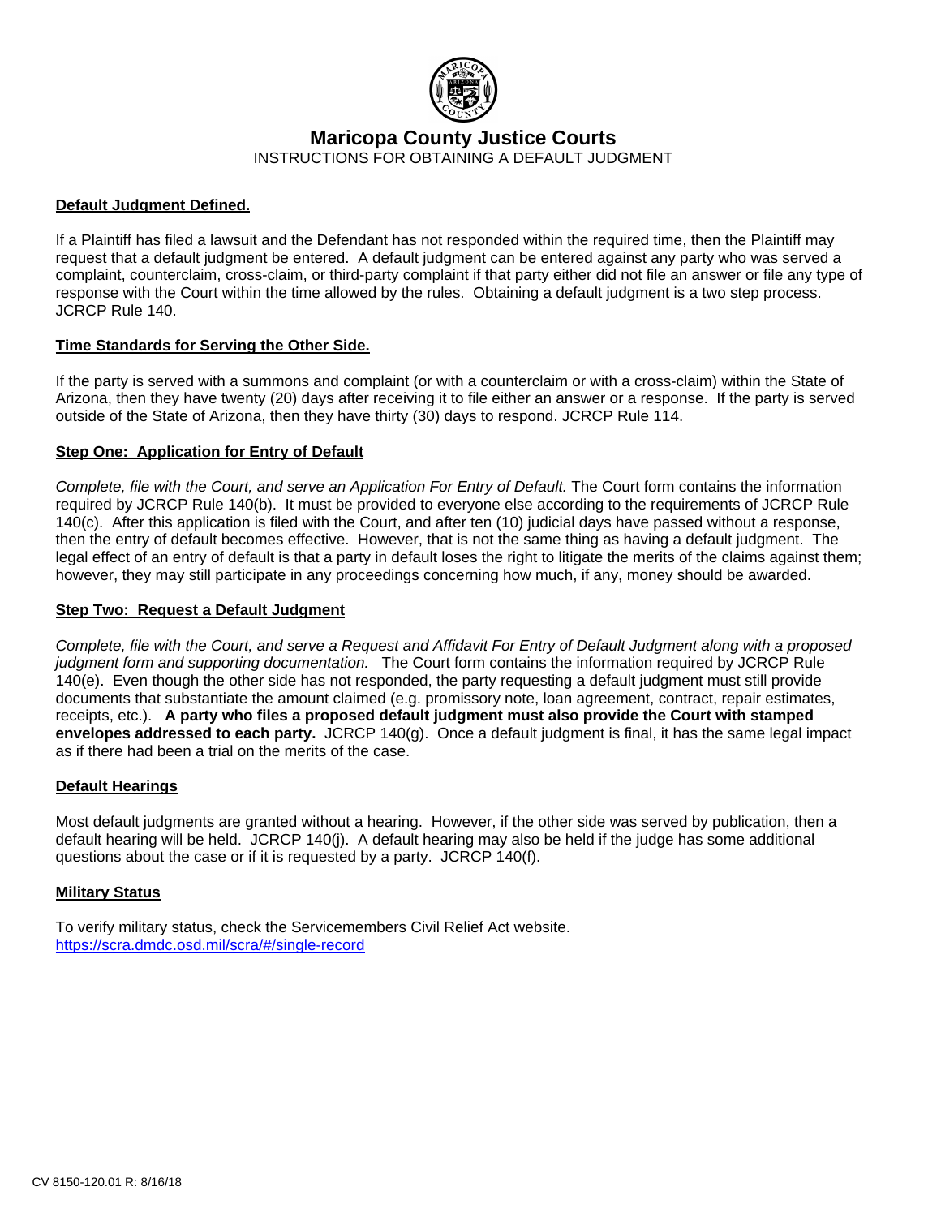# Maricopa County Justice Courts

INSTRUCTIONS FOR OBTAINING A DEFAULT JUDGMENT

## Default Judgment Defined.

If a Plaintiff has filed a lawsuit and the Defendant has not responded within the required time, then the Plaintiff may request that a default judgment be entered. A default judgment can be entered against any party who was served a complaint, counterclaim, cross-claim, or third-party complaint if that party either did not file an answer or file any type of response with the Court within the time allowed by the rules. Obtaining a default judgment is a two step process. JCRCP Rule 140.

## Time Standards for Serving the Other Side.

If the party is served with a summons and complaint (or with a counterclaim or with a cross-claim) within the State of Arizona, then they have twenty (20) days after receiving it to file either an answer or a response. If the party is served outside of the State of Arizona, then they have thirty (30) days to respond. JCRCP Rule 114.

## Step One: Application for Entry of Default

*Complete, file with the Court, and serve an Application For Entry of Default.* The Court form contains the information required by JCRCP Rule 140(b). It must be provided to everyone else according to the requirements of JCRCP Rule 140(c). After this application is filed with the Court, and after ten (10) judicial days have passed without a response, then the entry of default becomes effective. However, that is not the same thing as having a default judgment. The legal effect of an entry of default is that a party in default loses the right to litigate the merits of the claims against them; however, they may still participate in any proceedings concerning how much, if any, money should be awarded.

## Step Two: Request a Default Judgment

*Complete, file with the Court, and serve a Request and Affidavit For Entry of Default Judgment along with a proposed judgment form and supporting documentation.* The Court form contains the information required by JCRCP Rule 140(e). Even though the other side has not responded, the party requesting a default judgment must still provide documents that substantiate the amount claimed (e.g. promissory note, loan agreement, contract, repair estimates, receipts, etc.). **A party who files a proposed default judgment must also provide the Court with stamped envelopes addressed to each party.** JCRCP 140(g). Once a default judgment is final, it has the same legal impact as if there had been a trial on the merits of the case.

## Default Hearings

Most default judgments are granted without a hearing. However, if the other side was served by publication, then a default hearing will be held. JCRCP 140(j). A default hearing may also be held if the judge has some additional questions about the case or if it is requested by a party. JCRCP 140(f).

## Military Status

To verify military status, check the Servicemembers Civil Relief Act website.
https://scra.dmdc.osd.mil/scra/#/single-record

CV 8150-120.01 R: 8/16/18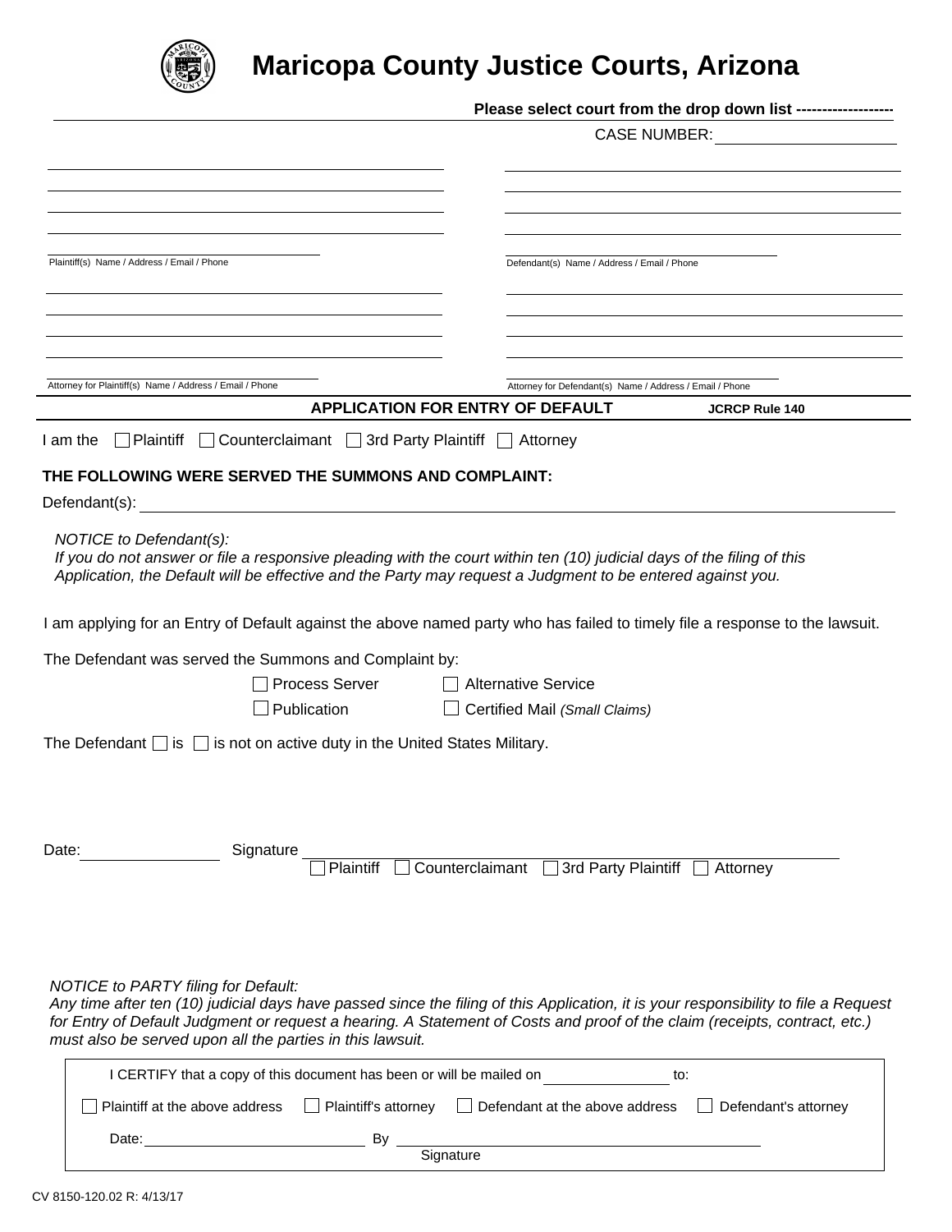# Maricopa County Justice Courts, Arizona

**Please select court from the drop down list -------------------**

CASE NUMBER: ____________________

| | |
|---|---|
| ______________________ | ______________________ |
| ______________________ | ______________________ |
| ______________________ | ______________________ |
| ______________________ | ______________________ |
| ______________________ | ______________________ |
| Plaintiff(s) Name / Address / Email / Phone | Defendant(s) Name / Address / Email / Phone |
| ______________________ | ______________________ |
| ______________________ | ______________________ |
| ______________________ | ______________________ |
| ______________________ | ______________________ |
| ______________________ | ______________________ |
| Attorney for Plaintiff(s) Name / Address / Email / Phone | Attorney for Defendant(s) Name / Address / Email / Phone |

## APPLICATION FOR ENTRY OF DEFAULT

**JCRCP Rule 140**

I am the ☐ Plaintiff ☐ Counterclaimant ☐ 3rd Party Plaintiff ☐ Attorney

**THE FOLLOWING WERE SERVED THE SUMMONS AND COMPLAINT:**

Defendant(s): ______________________________________________

*NOTICE to Defendant(s):*
*If you do not answer or file a responsive pleading with the court within ten (10) judicial days of the filing of this Application, the Default will be effective and the Party may request a Judgment to be entered against you.*

I am applying for an Entry of Default against the above named party who has failed to timely file a response to the lawsuit.

The Defendant was served the Summons and Complaint by:

☐ Process Server ☐ Alternative Service
☐ Publication ☐ Certified Mail *(Small Claims)*

The Defendant ☐ is ☐ is not on active duty in the United States Military.

Date: ______________ Signature ______________________________________________
☐ Plaintiff ☐ Counterclaimant ☐ 3rd Party Plaintiff ☐ Attorney

*NOTICE to PARTY filing for Default:*
*Any time after ten (10) judicial days have passed since the filing of this Application, it is your responsibility to file a Request for Entry of Default Judgment or request a hearing. A Statement of Costs and proof of the claim (receipts, contract, etc.) must also be served upon all the parties in this lawsuit.*

I CERTIFY that a copy of this document has been or will be mailed on ______________ to:

☐ Plaintiff at the above address ☐ Plaintiff's attorney ☐ Defendant at the above address ☐ Defendant's attorney

Date: ______________________ By ______________________________________
Signature

CV 8150-120.02 R: 4/13/17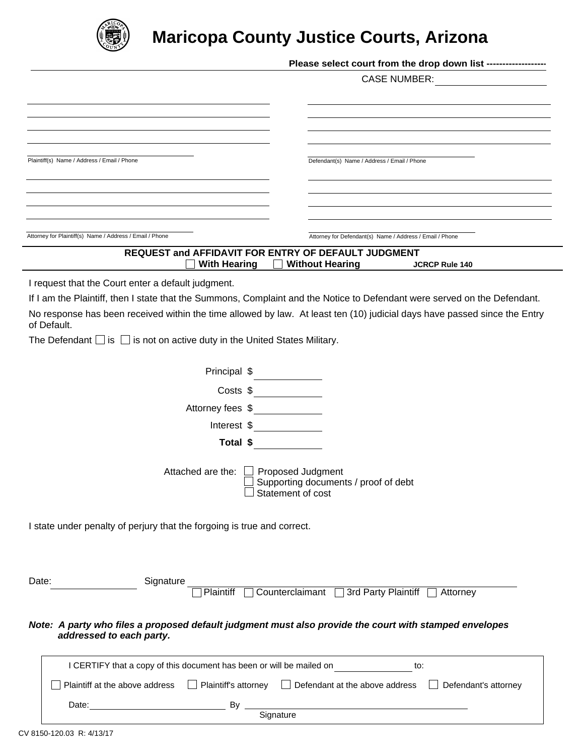# Maricopa County Justice Courts, Arizona

**Please select court from the drop down list -------------------**

CASE NUMBER: ____________________

Plaintiff(s) Name / Address / Email / Phone

Defendant(s) Name / Address / Email / Phone

Attorney for Plaintiff(s) Name / Address / Email / Phone

Attorney for Defendant(s) Name / Address / Email / Phone

## REQUEST and AFFIDAVIT FOR ENTRY OF DEFAULT JUDGMENT

☐ **With Hearing** ☐ **Without Hearing** **JCRCP Rule 140**

I request that the Court enter a default judgment.

If I am the Plaintiff, then I state that the Summons, Complaint and the Notice to Defendant were served on the Defendant.

No response has been received within the time allowed by law. At least ten (10) judicial days have passed since the Entry of Default.

The Defendant ☐ is ☐ is not on active duty in the United States Military.

Principal $ ____________

Costs $ ____________

Attorney fees $ ____________

Interest $ ____________

**Total $** ____________

Attached are the: ☐ Proposed Judgment
☐ Supporting documents / proof of debt
☐ Statement of cost

I state under penalty of perjury that the forgoing is true and correct.

Date: ____________ Signature ______________________________

☐ Plaintiff ☐ Counterclaimant ☐ 3rd Party Plaintiff ☐ Attorney

***Note: A party who files a proposed default judgment must also provide the court with stamped envelopes addressed to each party.***

I CERTIFY that a copy of this document has been or will be mailed on ____________ to:

☐ Plaintiff at the above address ☐ Plaintiff's attorney ☐ Defendant at the above address ☐ Defendant's attorney

Date: ____________________ By ______________________________
Signature

CV 8150-120.03 R: 4/13/17